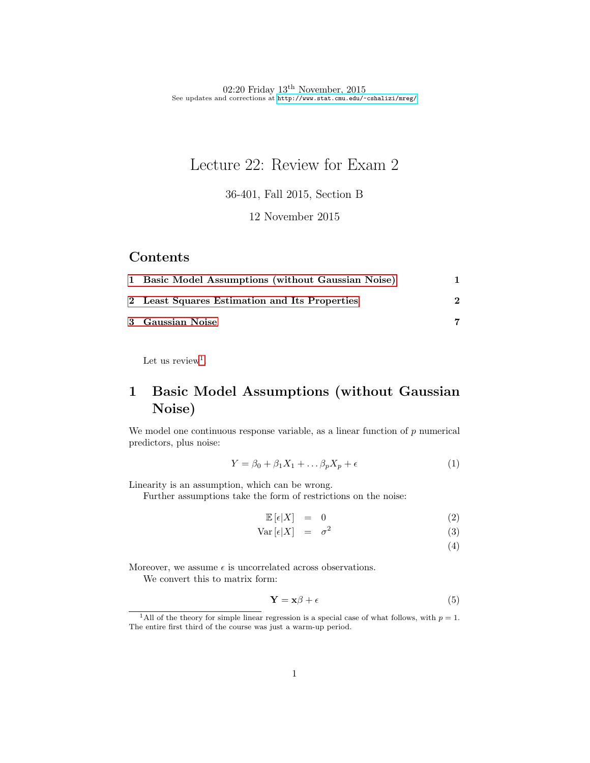02:20 Friday 13[th] November, 2015
See updates and corrections at http://www.stat.cmu.edu/~cshalizi/mreg/

# Lecture 22: Review for Exam 2

36-401, Fall 2015, Section B

12 November 2015

## Contents

1 Basic Model Assumptions (without Gaussian Noise) 1

2 Least Squares Estimation and Its Properties 2

3 Gaussian Noise 7

Let us review[1].

## 1 Basic Model Assumptions (without Gaussian Noise)

We model one continuous response variable, as a linear function of $p$ numerical predictors, plus noise:

$$Y = \beta_0 + \beta_1 X_1 + \ldots \beta_p X_p + \epsilon \tag{1}$$

Linearity is an assumption, which can be wrong.

Further assumptions take the form of restrictions on the noise:

$$\begin{aligned} \mathbb{E}[\epsilon|X] &= 0 && (2) \\ \operatorname{Var}[\epsilon|X] &= \sigma^2 && (3) \\ & && (4) \end{aligned}$$

Moreover, we assume $\epsilon$ is uncorrelated across observations.

We convert this to matrix form:

$$\mathbf{Y} = \mathbf{x}\beta + \epsilon \tag{5}$$

[1] All of the theory for simple linear regression is a special case of what follows, with $p = 1$. The entire first third of the course was just a warm-up period.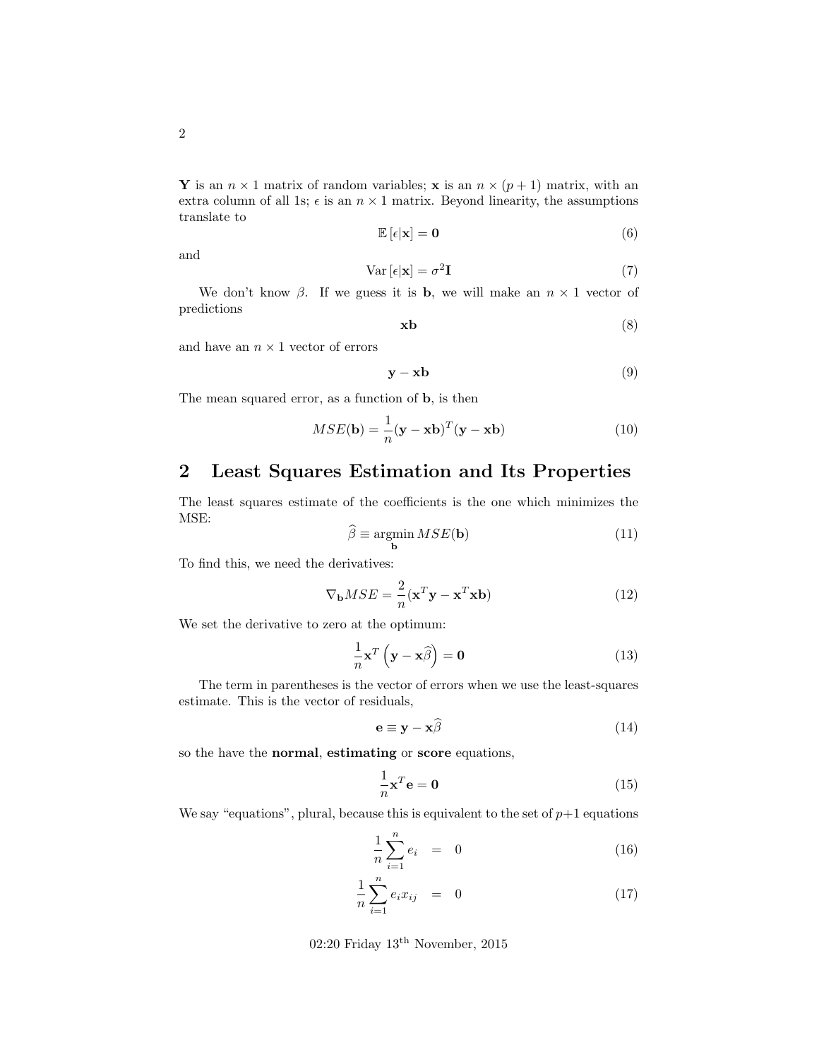$\mathbf{Y}$ is an $n \times 1$ matrix of random variables; $\mathbf{x}$ is an $n \times (p+1)$ matrix, with an extra column of all 1s; $\epsilon$ is an $n \times 1$ matrix. Beyond linearity, the assumptions translate to

$$\mathbb{E}\left[\epsilon|\mathbf{x}\right] = \mathbf{0} \tag{6}$$

and

$$\mathrm{Var}\left[\epsilon|\mathbf{x}\right] = \sigma^2\mathbf{I} \tag{7}$$

We don't know $\beta$. If we guess it is $\mathbf{b}$, we will make an $n \times 1$ vector of predictions

$$\mathbf{xb} \tag{8}$$

and have an $n \times 1$ vector of errors

$$\mathbf{y} - \mathbf{xb} \tag{9}$$

The mean squared error, as a function of $\mathbf{b}$, is then

$$MSE(\mathbf{b}) = \frac{1}{n}(\mathbf{y} - \mathbf{xb})^T(\mathbf{y} - \mathbf{xb}) \tag{10}$$

## 2 Least Squares Estimation and Its Properties

The least squares estimate of the coefficients is the one which minimizes the MSE:

$$\widehat{\beta} \equiv \operatorname*{argmin}_{\mathbf{b}} MSE(\mathbf{b}) \tag{11}$$

To find this, we need the derivatives:

$$\nabla_{\mathbf{b}} MSE = \frac{2}{n}(\mathbf{x}^T\mathbf{y} - \mathbf{x}^T\mathbf{xb}) \tag{12}$$

We set the derivative to zero at the optimum:

$$\frac{1}{n}\mathbf{x}^T\left(\mathbf{y} - \mathbf{x}\widehat{\beta}\right) = \mathbf{0} \tag{13}$$

The term in parentheses is the vector of errors when we use the least-squares estimate. This is the vector of residuals,

$$\mathbf{e} \equiv \mathbf{y} - \mathbf{x}\widehat{\beta} \tag{14}$$

so the have the **normal**, **estimating** or **score** equations,

$$\frac{1}{n}\mathbf{x}^T\mathbf{e} = \mathbf{0} \tag{15}$$

We say "equations", plural, because this is equivalent to the set of $p+1$ equations

$$\frac{1}{n}\sum_{i=1}^{n} e_i = 0 \tag{16}$$

$$\frac{1}{n}\sum_{i=1}^{n} e_i x_{ij} = 0 \tag{17}$$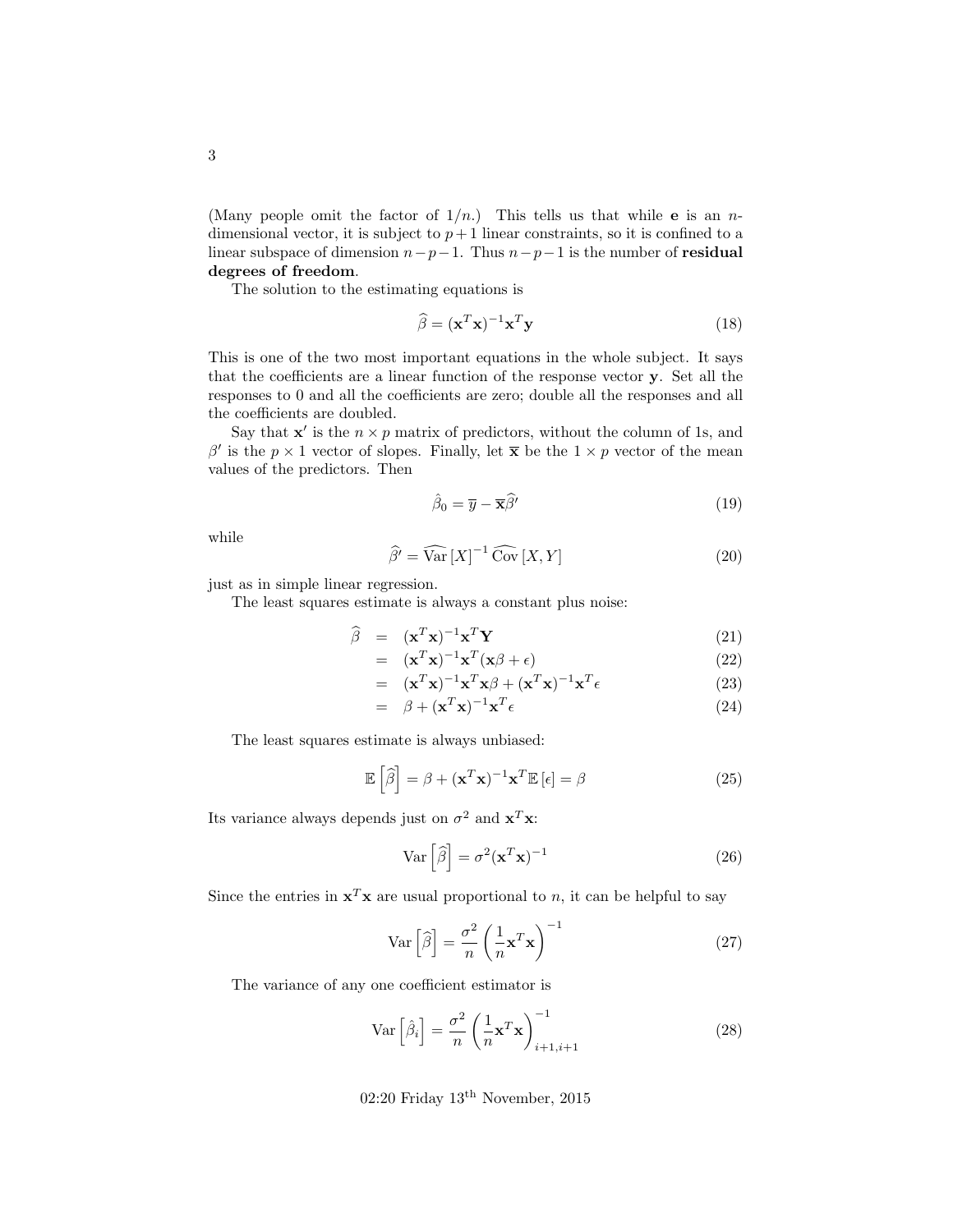(Many people omit the factor of $1/n$.) This tells us that while $\mathbf{e}$ is an $n$-dimensional vector, it is subject to $p+1$ linear constraints, so it is confined to a linear subspace of dimension $n-p-1$. Thus $n-p-1$ is the number of **residual degrees of freedom**.

The solution to the estimating equations is

$$\widehat{\beta} = (\mathbf{x}^T\mathbf{x})^{-1}\mathbf{x}^T\mathbf{y} \tag{18}$$

This is one of the two most important equations in the whole subject. It says that the coefficients are a linear function of the response vector $\mathbf{y}$. Set all the responses to 0 and all the coefficients are zero; double all the responses and all the coefficients are doubled.

Say that $\mathbf{x}'$ is the $n \times p$ matrix of predictors, without the column of 1s, and $\beta'$ is the $p \times 1$ vector of slopes. Finally, let $\overline{\mathbf{x}}$ be the $1 \times p$ vector of the mean values of the predictors. Then

$$\hat{\beta}_0 = \overline{y} - \overline{\mathbf{x}}\widehat{\beta}' \tag{19}$$

while

$$\widehat{\beta'} = \widehat{\mathrm{Var}}\left[X\right]^{-1} \widehat{\mathrm{Cov}}\left[X, Y\right] \tag{20}$$

just as in simple linear regression.

The least squares estimate is always a constant plus noise:

$$\begin{aligned}
\widehat{\beta} &= (\mathbf{x}^T\mathbf{x})^{-1}\mathbf{x}^T\mathbf{Y} && (21)\\
&= (\mathbf{x}^T\mathbf{x})^{-1}\mathbf{x}^T(\mathbf{x}\beta + \epsilon) && (22)\\
&= (\mathbf{x}^T\mathbf{x})^{-1}\mathbf{x}^T\mathbf{x}\beta + (\mathbf{x}^T\mathbf{x})^{-1}\mathbf{x}^T\epsilon && (23)\\
&= \beta + (\mathbf{x}^T\mathbf{x})^{-1}\mathbf{x}^T\epsilon && (24)
\end{aligned}$$

The least squares estimate is always unbiased:

$$\mathbb{E}\left[\widehat{\beta}\right] = \beta + (\mathbf{x}^T\mathbf{x})^{-1}\mathbf{x}^T\mathbb{E}\left[\epsilon\right] = \beta \tag{25}$$

Its variance always depends just on $\sigma^2$ and $\mathbf{x}^T\mathbf{x}$:

$$\mathrm{Var}\left[\widehat{\beta}\right] = \sigma^2(\mathbf{x}^T\mathbf{x})^{-1} \tag{26}$$

Since the entries in $\mathbf{x}^T\mathbf{x}$ are usual proportional to $n$, it can be helpful to say

$$\mathrm{Var}\left[\widehat{\beta}\right] = \frac{\sigma^2}{n}\left(\frac{1}{n}\mathbf{x}^T\mathbf{x}\right)^{-1} \tag{27}$$

The variance of any one coefficient estimator is

$$\mathrm{Var}\left[\hat{\beta}_i\right] = \frac{\sigma^2}{n}\left(\frac{1}{n}\mathbf{x}^T\mathbf{x}\right)^{-1}_{i+1,i+1} \tag{28}$$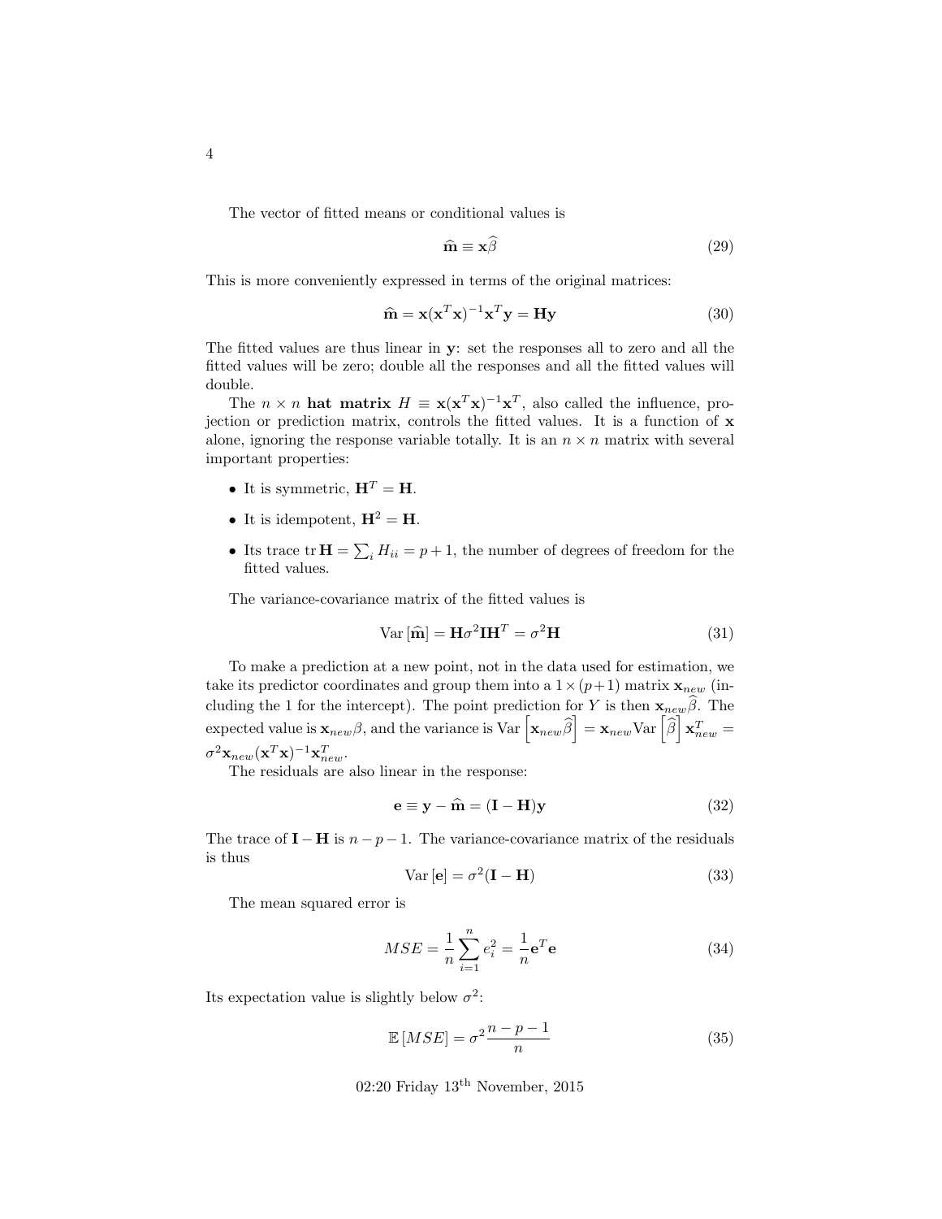The vector of fitted means or conditional values is

$$\widehat{\mathbf{m}} \equiv \mathbf{x}\widehat{\beta} \tag{29}$$

This is more conveniently expressed in terms of the original matrices:

$$\widehat{\mathbf{m}} = \mathbf{x}(\mathbf{x}^T\mathbf{x})^{-1}\mathbf{x}^T\mathbf{y} = \mathbf{H}\mathbf{y} \tag{30}$$

The fitted values are thus linear in $\mathbf{y}$: set the responses all to zero and all the fitted values will be zero; double all the responses and all the fitted values will double.

The $n \times n$ **hat matrix** $H \equiv \mathbf{x}(\mathbf{x}^T\mathbf{x})^{-1}\mathbf{x}^T$, also called the influence, projection or prediction matrix, controls the fitted values. It is a function of $\mathbf{x}$ alone, ignoring the response variable totally. It is an $n \times n$ matrix with several important properties:

- It is symmetric, $\mathbf{H}^T = \mathbf{H}$.
- It is idempotent, $\mathbf{H}^2 = \mathbf{H}$.
- Its trace $\operatorname{tr}\mathbf{H} = \sum_i H_{ii} = p+1$, the number of degrees of freedom for the fitted values.

The variance-covariance matrix of the fitted values is

$$\operatorname{Var}[\widehat{\mathbf{m}}] = \mathbf{H}\sigma^2\mathbf{I}\mathbf{H}^T = \sigma^2\mathbf{H} \tag{31}$$

To make a prediction at a new point, not in the data used for estimation, we take its predictor coordinates and group them into a $1 \times (p+1)$ matrix $\mathbf{x}_{new}$ (including the 1 for the intercept). The point prediction for $Y$ is then $\mathbf{x}_{new}\widehat{\beta}$. The expected value is $\mathbf{x}_{new}\beta$, and the variance is $\operatorname{Var}\left[\mathbf{x}_{new}\widehat{\beta}\right] = \mathbf{x}_{new}\operatorname{Var}\left[\widehat{\beta}\right]\mathbf{x}_{new}^T = \sigma^2\mathbf{x}_{new}(\mathbf{x}^T\mathbf{x})^{-1}\mathbf{x}_{new}^T$.

The residuals are also linear in the response:

$$\mathbf{e} \equiv \mathbf{y} - \widehat{\mathbf{m}} = (\mathbf{I} - \mathbf{H})\mathbf{y} \tag{32}$$

The trace of $\mathbf{I} - \mathbf{H}$ is $n - p - 1$. The variance-covariance matrix of the residuals is thus

$$\operatorname{Var}[\mathbf{e}] = \sigma^2(\mathbf{I} - \mathbf{H}) \tag{33}$$

The mean squared error is

$$MSE = \frac{1}{n}\sum_{i=1}^{n} e_i^2 = \frac{1}{n}\mathbf{e}^T\mathbf{e} \tag{34}$$

Its expectation value is slightly below $\sigma^2$:

$$\mathbb{E}[MSE] = \sigma^2\frac{n-p-1}{n} \tag{35}$$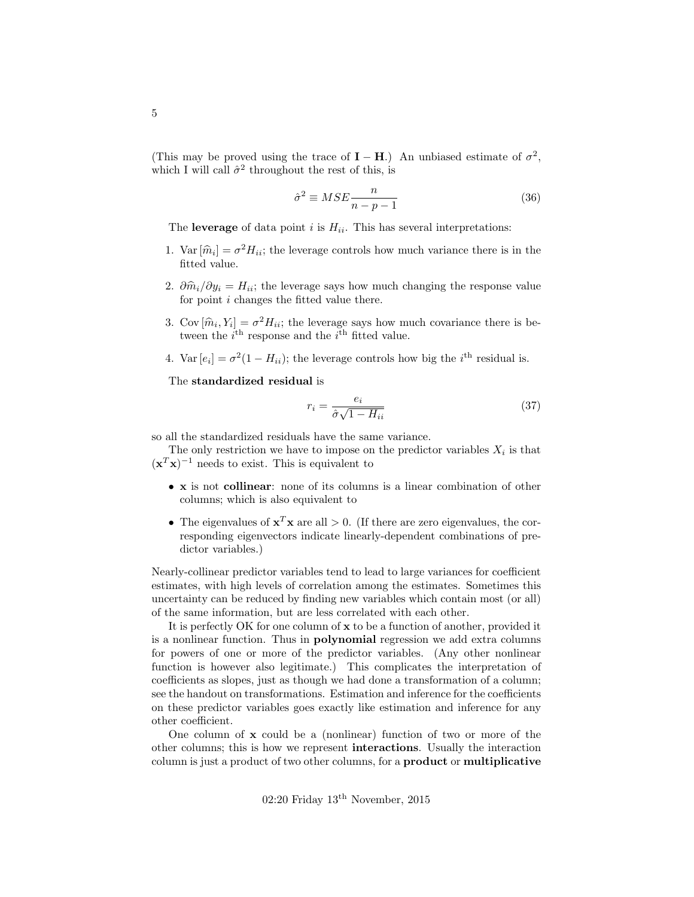(This may be proved using the trace of $\mathbf{I} - \mathbf{H}$.) An unbiased estimate of $\sigma^2$, which I will call $\hat{\sigma}^2$ throughout the rest of this, is

$$\hat{\sigma}^2 \equiv MSE \frac{n}{n-p-1} \tag{36}$$

The **leverage** of data point $i$ is $H_{ii}$. This has several interpretations:

1. $\mathrm{Var}\left[\widehat{m}_i\right] = \sigma^2 H_{ii}$; the leverage controls how much variance there is in the fitted value.
2. $\partial \widehat{m}_i / \partial y_i = H_{ii}$; the leverage says how much changing the response value for point $i$ changes the fitted value there.
3. $\mathrm{Cov}\left[\widehat{m}_i, Y_i\right] = \sigma^2 H_{ii}$; the leverage says how much covariance there is between the $i^{\text{th}}$ response and the $i^{\text{th}}$ fitted value.
4. $\mathrm{Var}\left[e_i\right] = \sigma^2(1 - H_{ii})$; the leverage controls how big the $i^{\text{th}}$ residual is.

The **standardized residual** is

$$r_i = \frac{e_i}{\hat{\sigma}\sqrt{1 - H_{ii}}} \tag{37}$$

so all the standardized residuals have the same variance.

The only restriction we have to impose on the predictor variables $X_i$ is that $(\mathbf{x}^T\mathbf{x})^{-1}$ needs to exist. This is equivalent to

- $\mathbf{x}$ is not **collinear**: none of its columns is a linear combination of other columns; which is also equivalent to
- The eigenvalues of $\mathbf{x}^T\mathbf{x}$ are all $> 0$. (If there are zero eigenvalues, the corresponding eigenvectors indicate linearly-dependent combinations of predictor variables.)

Nearly-collinear predictor variables tend to lead to large variances for coefficient estimates, with high levels of correlation among the estimates. Sometimes this uncertainty can be reduced by finding new variables which contain most (or all) of the same information, but are less correlated with each other.

It is perfectly OK for one column of $\mathbf{x}$ to be a function of another, provided it is a nonlinear function. Thus in **polynomial** regression we add extra columns for powers of one or more of the predictor variables. (Any other nonlinear function is however also legitimate.) This complicates the interpretation of coefficients as slopes, just as though we had done a transformation of a column; see the handout on transformations. Estimation and inference for the coefficients on these predictor variables goes exactly like estimation and inference for any other coefficient.

One column of $\mathbf{x}$ could be a (nonlinear) function of two or more of the other columns; this is how we represent **interactions**. Usually the interaction column is just a product of two other columns, for a **product** or **multiplicative**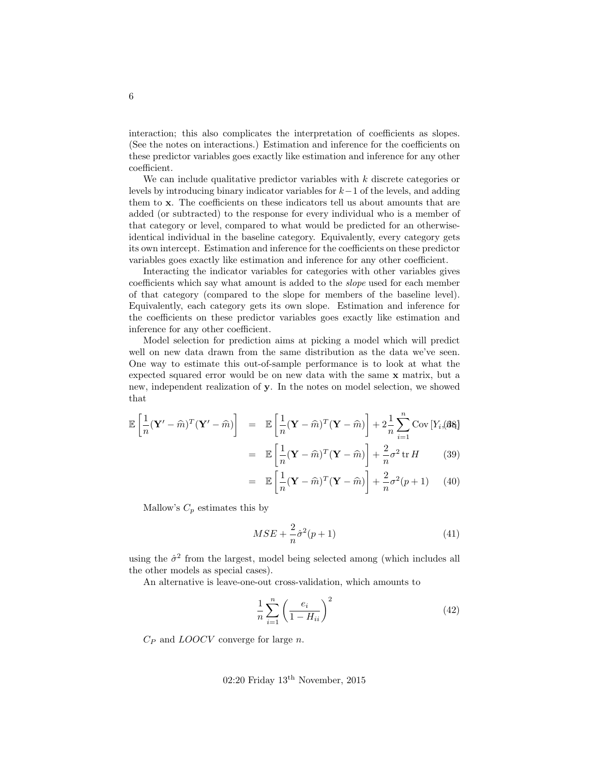interaction; this also complicates the interpretation of coefficients as slopes. (See the notes on interactions.) Estimation and inference for the coefficients on these predictor variables goes exactly like estimation and inference for any other coefficient.

We can include qualitative predictor variables with $k$ discrete categories or levels by introducing binary indicator variables for $k-1$ of the levels, and adding them to $\mathbf{x}$. The coefficients on these indicators tell us about amounts that are added (or subtracted) to the response for every individual who is a member of that category or level, compared to what would be predicted for an otherwise-identical individual in the baseline category. Equivalently, every category gets its own intercept. Estimation and inference for the coefficients on these predictor variables goes exactly like estimation and inference for any other coefficient.

Interacting the indicator variables for categories with other variables gives coefficients which say what amount is added to the *slope* used for each member of that category (compared to the slope for members of the baseline level). Equivalently, each category gets its own slope. Estimation and inference for the coefficients on these predictor variables goes exactly like estimation and inference for any other coefficient.

Model selection for prediction aims at picking a model which will predict well on new data drawn from the same distribution as the data we've seen. One way to estimate this out-of-sample performance is to look at what the expected squared error would be on new data with the same $\mathbf{x}$ matrix, but a new, independent realization of $\mathbf{y}$. In the notes on model selection, we showed that

$$\mathbb{E}\left[\frac{1}{n}(\mathbf{Y}' - \widehat{m})^T(\mathbf{Y}' - \widehat{m})\right] = \mathbb{E}\left[\frac{1}{n}(\mathbf{Y} - \widehat{m})^T(\mathbf{Y} - \widehat{m})\right] + 2\frac{1}{n}\sum_{i=1}^{n}\mathrm{Cov}\left[Y_i, \widehat{m}_i\right] \quad (38)$$

$$= \mathbb{E}\left[\frac{1}{n}(\mathbf{Y} - \widehat{m})^T(\mathbf{Y} - \widehat{m})\right] + \frac{2}{n}\sigma^2 \operatorname{tr} H \quad (39)$$

$$= \mathbb{E}\left[\frac{1}{n}(\mathbf{Y} - \widehat{m})^T(\mathbf{Y} - \widehat{m})\right] + \frac{2}{n}\sigma^2 (p+1) \quad (40)$$

Mallow's $C_p$ estimates this by

$$MSE + \frac{2}{n}\hat{\sigma}^2(p+1) \quad (41)$$

using the $\hat{\sigma}^2$ from the largest, model being selected among (which includes all the other models as special cases).

An alternative is leave-one-out cross-validation, which amounts to

$$\frac{1}{n}\sum_{i=1}^{n}\left(\frac{e_i}{1 - H_{ii}}\right)^2 \quad (42)$$

$C_P$ and $LOOCV$ converge for large $n$.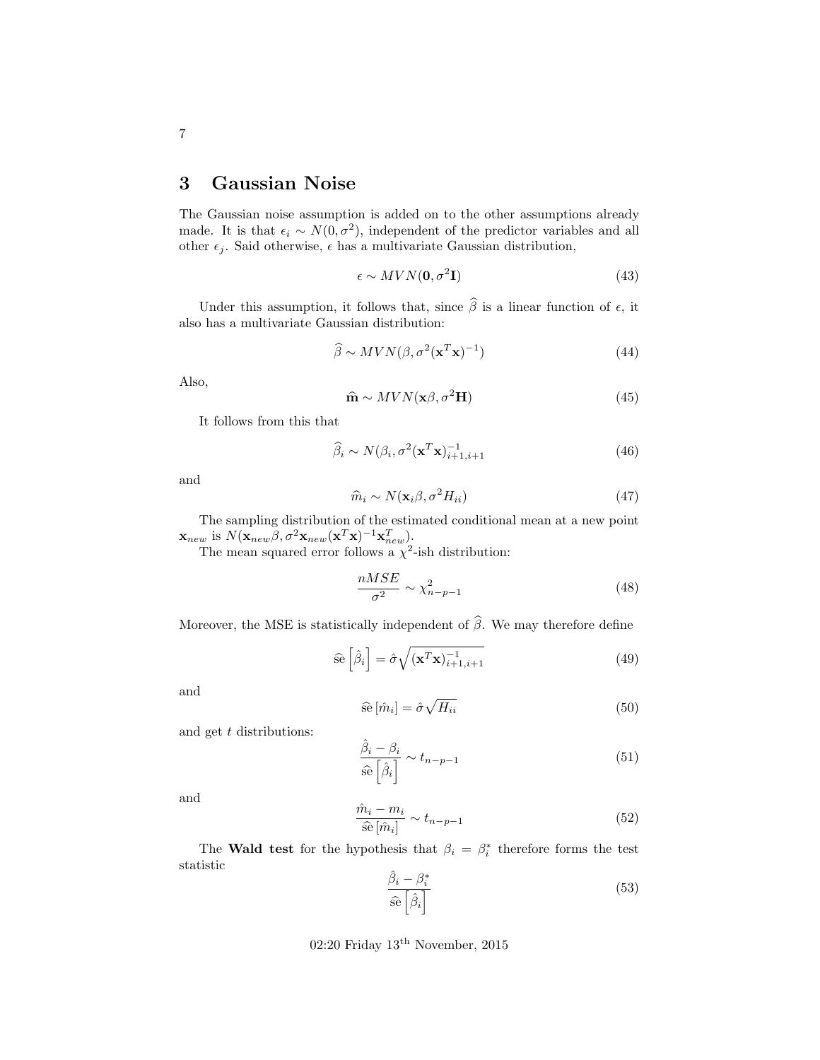## 3 Gaussian Noise

The Gaussian noise assumption is added on to the other assumptions already made. It is that $\epsilon_i \sim N(0, \sigma^2)$, independent of the predictor variables and all other $\epsilon_j$. Said otherwise, $\epsilon$ has a multivariate Gaussian distribution,

$$\epsilon \sim MVN(\mathbf{0}, \sigma^2 \mathbf{I}) \tag{43}$$

Under this assumption, it follows that, since $\widehat{\beta}$ is a linear function of $\epsilon$, it also has a multivariate Gaussian distribution:

$$\widehat{\beta} \sim MVN(\beta, \sigma^2 (\mathbf{x}^T \mathbf{x})^{-1}) \tag{44}$$

Also,

$$\widehat{\mathbf{m}} \sim MVN(\mathbf{x}\beta, \sigma^2 \mathbf{H}) \tag{45}$$

It follows from this that

$$\widehat{\beta}_i \sim N(\beta_i, \sigma^2 (\mathbf{x}^T \mathbf{x})^{-1}_{i+1,i+1} \tag{46}$$

and

$$\widehat{m}_i \sim N(\mathbf{x}_i \beta, \sigma^2 H_{ii}) \tag{47}$$

The sampling distribution of the estimated conditional mean at a new point $\mathbf{x}_{new}$ is $N(\mathbf{x}_{new}\beta, \sigma^2 \mathbf{x}_{new} (\mathbf{x}^T \mathbf{x})^{-1} \mathbf{x}_{new}^T)$.

The mean squared error follows a $\chi^2$-ish distribution:

$$\frac{nMSE}{\sigma^2} \sim \chi^2_{n-p-1} \tag{48}$$

Moreover, the MSE is statistically independent of $\widehat{\beta}$. We may therefore define

$$\widehat{\text{se}}\left[\hat{\beta}_i\right] = \hat{\sigma} \sqrt{(\mathbf{x}^T \mathbf{x})^{-1}_{i+1,i+1}} \tag{49}$$

and

$$\widehat{\text{se}}\left[\hat{m}_i\right] = \hat{\sigma} \sqrt{H_{ii}} \tag{50}$$

and get $t$ distributions:

$$\frac{\hat{\beta}_i - \beta_i}{\widehat{\text{se}}\left[\hat{\beta}_i\right]} \sim t_{n-p-1} \tag{51}$$

and

$$\frac{\hat{m}_i - m_i}{\widehat{\text{se}}\left[\hat{m}_i\right]} \sim t_{n-p-1} \tag{52}$$

The **Wald test** for the hypothesis that $\beta_i = \beta_i^*$ therefore forms the test statistic

$$\frac{\hat{\beta}_i - \beta_i^*}{\widehat{\text{se}}\left[\hat{\beta}_i\right]} \tag{53}$$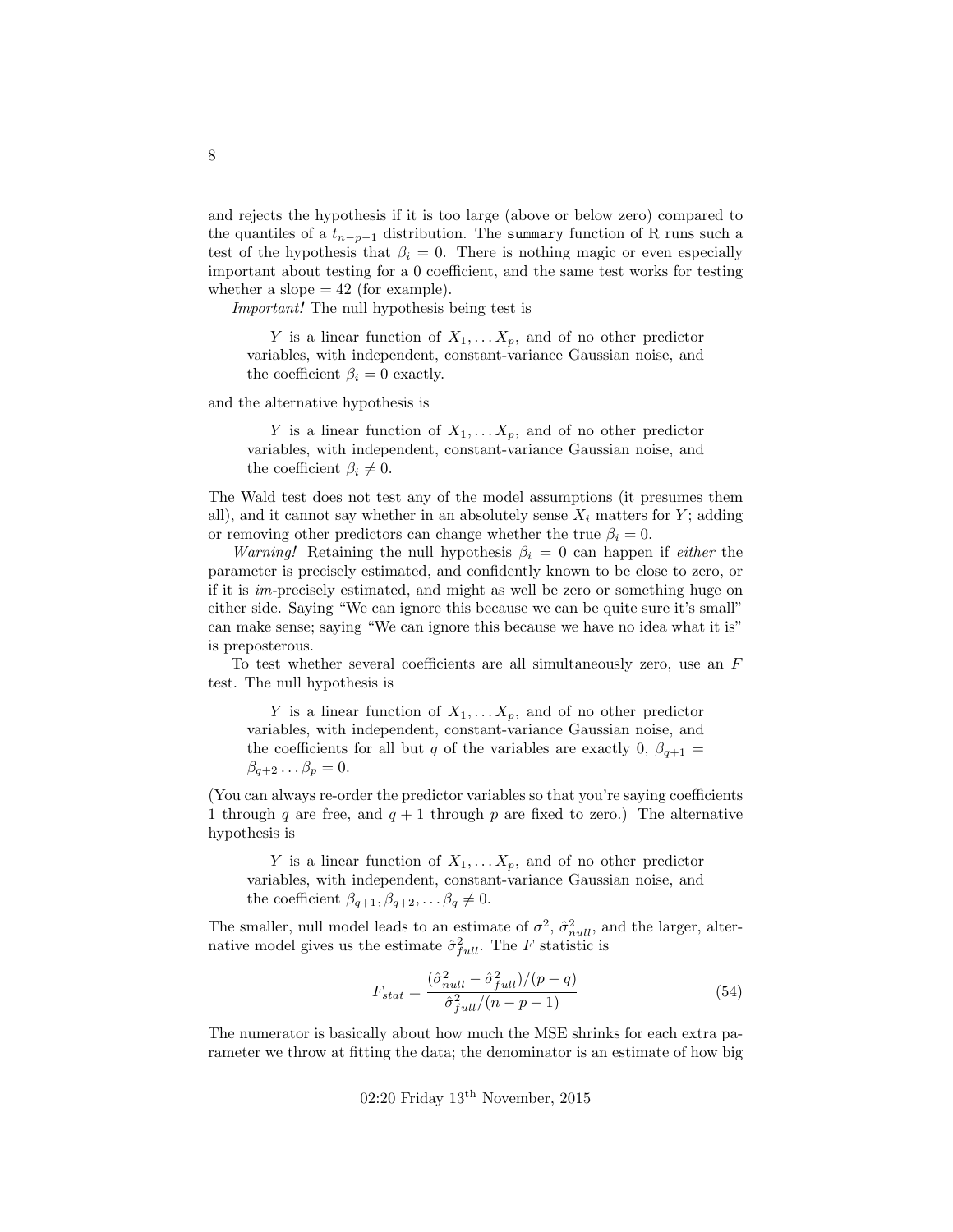and rejects the hypothesis if it is too large (above or below zero) compared to the quantiles of a $t_{n-p-1}$ distribution. The `summary` function of R runs such a test of the hypothesis that $\beta_i = 0$. There is nothing magic or even especially important about testing for a 0 coefficient, and the same test works for testing whether a slope = 42 (for example).

*Important!* The null hypothesis being test is

> $Y$ is a linear function of $X_1, \ldots X_p$, and of no other predictor variables, with independent, constant-variance Gaussian noise, and the coefficient $\beta_i = 0$ exactly.

and the alternative hypothesis is

> $Y$ is a linear function of $X_1, \ldots X_p$, and of no other predictor variables, with independent, constant-variance Gaussian noise, and the coefficient $\beta_i \neq 0$.

The Wald test does not test any of the model assumptions (it presumes them all), and it cannot say whether in an absolutely sense $X_i$ matters for $Y$; adding or removing other predictors can change whether the true $\beta_i = 0$.

*Warning!* Retaining the null hypothesis $\beta_i = 0$ can happen if *either* the parameter is precisely estimated, and confidently known to be close to zero, or if it is *im*-precisely estimated, and might as well be zero or something huge on either side. Saying "We can ignore this because we can be quite sure it's small" can make sense; saying "We can ignore this because we have no idea what it is" is preposterous.

To test whether several coefficients are all simultaneously zero, use an $F$ test. The null hypothesis is

> $Y$ is a linear function of $X_1, \ldots X_p$, and of no other predictor variables, with independent, constant-variance Gaussian noise, and the coefficients for all but $q$ of the variables are exactly 0, $\beta_{q+1} = \beta_{q+2} \ldots \beta_p = 0$.

(You can always re-order the predictor variables so that you're saying coefficients 1 through $q$ are free, and $q+1$ through $p$ are fixed to zero.) The alternative hypothesis is

> $Y$ is a linear function of $X_1, \ldots X_p$, and of no other predictor variables, with independent, constant-variance Gaussian noise, and the coefficient $\beta_{q+1}, \beta_{q+2}, \ldots \beta_q \neq 0$.

The smaller, null model leads to an estimate of $\sigma^2$, $\hat{\sigma}^2_{null}$, and the larger, alternative model gives us the estimate $\hat{\sigma}^2_{full}$. The $F$ statistic is

$$F_{stat} = \frac{(\hat{\sigma}^2_{null} - \hat{\sigma}^2_{full})/(p-q)}{\hat{\sigma}^2_{full}/(n-p-1)} \tag{54}$$

The numerator is basically about how much the MSE shrinks for each extra parameter we throw at fitting the data; the denominator is an estimate of how big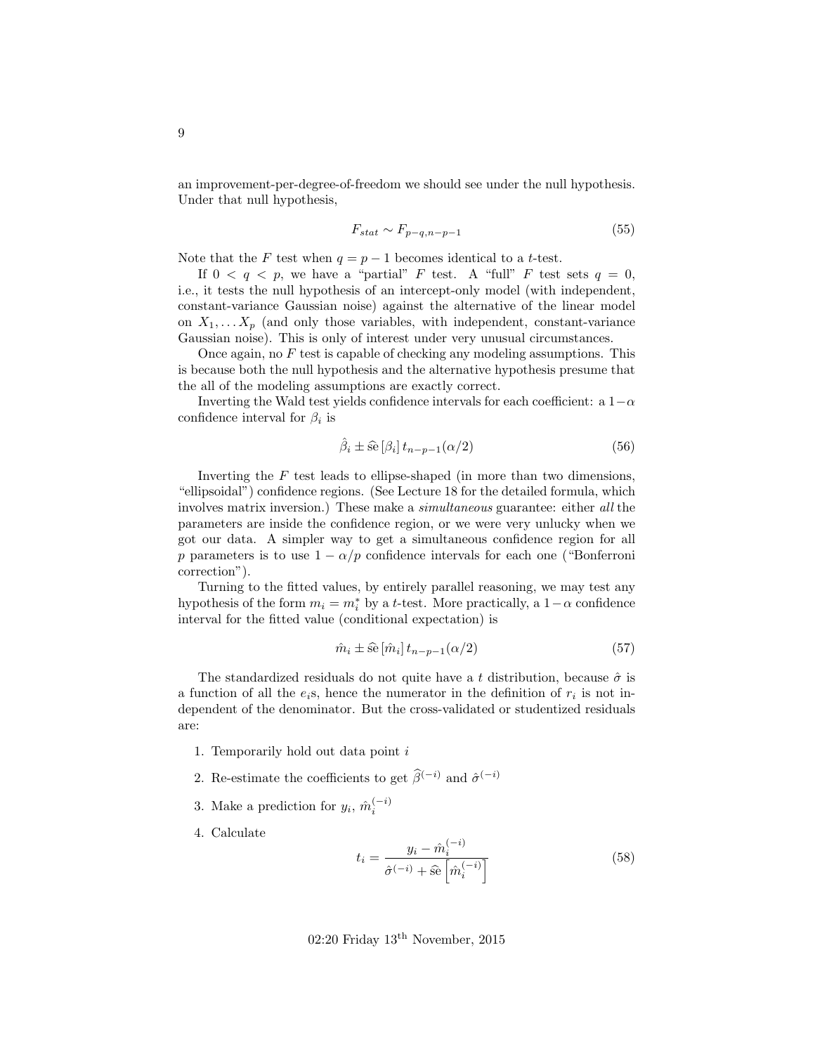an improvement-per-degree-of-freedom we should see under the null hypothesis. Under that null hypothesis,

$$F_{stat} \sim F_{p-q,n-p-1} \tag{55}$$

Note that the $F$ test when $q = p - 1$ becomes identical to a $t$-test.

If $0 < q < p$, we have a "partial" $F$ test. A "full" $F$ test sets $q = 0$, i.e., it tests the null hypothesis of an intercept-only model (with independent, constant-variance Gaussian noise) against the alternative of the linear model on $X_1, \ldots X_p$ (and only those variables, with independent, constant-variance Gaussian noise). This is only of interest under very unusual circumstances.

Once again, no $F$ test is capable of checking any modeling assumptions. This is because both the null hypothesis and the alternative hypothesis presume that the all of the modeling assumptions are exactly correct.

Inverting the Wald test yields confidence intervals for each coefficient: a $1-\alpha$ confidence interval for $\beta_i$ is

$$\hat{\beta}_i \pm \widehat{\text{se}}\left[\beta_i\right] t_{n-p-1}(\alpha/2) \tag{56}$$

Inverting the $F$ test leads to ellipse-shaped (in more than two dimensions, "ellipsoidal") confidence regions. (See Lecture 18 for the detailed formula, which involves matrix inversion.) These make a *simultaneous* guarantee: either *all* the parameters are inside the confidence region, or we were very unlucky when we got our data. A simpler way to get a simultaneous confidence region for all $p$ parameters is to use $1 - \alpha/p$ confidence intervals for each one ("Bonferroni correction").

Turning to the fitted values, by entirely parallel reasoning, we may test any hypothesis of the form $m_i = m_i^*$ by a $t$-test. More practically, a $1-\alpha$ confidence interval for the fitted value (conditional expectation) is

$$\hat{m}_i \pm \widehat{\text{se}}\left[\hat{m}_i\right] t_{n-p-1}(\alpha/2) \tag{57}$$

The standardized residuals do not quite have a $t$ distribution, because $\hat{\sigma}$ is a function of all the $e_i$s, hence the numerator in the definition of $r_i$ is not independent of the denominator. But the cross-validated or studentized residuals are:

1. Temporarily hold out data point $i$
2. Re-estimate the coefficients to get $\widehat{\beta}^{(-i)}$ and $\hat{\sigma}^{(-i)}$
3. Make a prediction for $y_i$, $\hat{m}_i^{(-i)}$
4. Calculate

$$t_i = \frac{y_i - \hat{m}_i^{(-i)}}{\hat{\sigma}^{(-i)} + \widehat{\text{se}}\left[\hat{m}_i^{(-i)}\right]} \tag{58}$$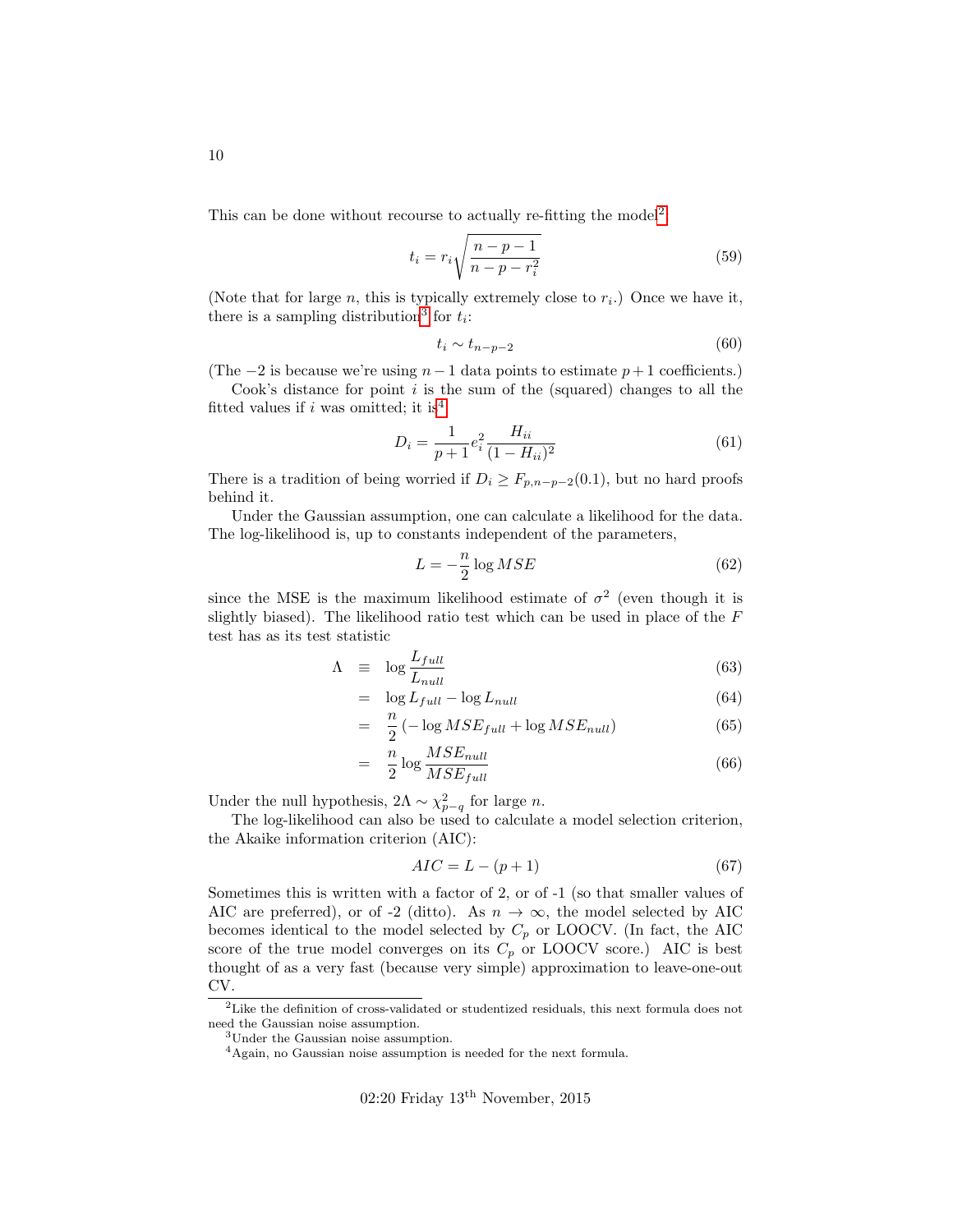This can be done without recourse to actually re-fitting the model[2]:

$$t_i = r_i \sqrt{\frac{n-p-1}{n-p-r_i^2}} \tag{59}$$

(Note that for large $n$, this is typically extremely close to $r_i$.) Once we have it, there is a sampling distribution[3] for $t_i$:

$$t_i \sim t_{n-p-2} \tag{60}$$

(The $-2$ is because we're using $n-1$ data points to estimate $p+1$ coefficients.)

Cook's distance for point $i$ is the sum of the (squared) changes to all the fitted values if $i$ was omitted; it is[4]

$$D_i = \frac{1}{p+1} e_i^2 \frac{H_{ii}}{(1-H_{ii})^2} \tag{61}$$

There is a tradition of being worried if $D_i \geq F_{p,n-p-2}(0.1)$, but no hard proofs behind it.

Under the Gaussian assumption, one can calculate a likelihood for the data. The log-likelihood is, up to constants independent of the parameters,

$$L = -\frac{n}{2} \log MSE \tag{62}$$

since the MSE is the maximum likelihood estimate of $\sigma^2$ (even though it is slightly biased). The likelihood ratio test which can be used in place of the $F$ test has as its test statistic

$$\begin{aligned}
\Lambda &\equiv \log \frac{L_{full}}{L_{null}} && (63)\\
&= \log L_{full} - \log L_{null} && (64)\\
&= \frac{n}{2}\left(-\log MSE_{full} + \log MSE_{null}\right) && (65)\\
&= \frac{n}{2} \log \frac{MSE_{null}}{MSE_{full}} && (66)
\end{aligned}$$

Under the null hypothesis, $2\Lambda \sim \chi^2_{p-q}$ for large $n$.

The log-likelihood can also be used to calculate a model selection criterion, the Akaike information criterion (AIC):

$$AIC = L - (p+1) \tag{67}$$

Sometimes this is written with a factor of 2, or of -1 (so that smaller values of AIC are preferred), or of -2 (ditto). As $n \to \infty$, the model selected by AIC becomes identical to the model selected by $C_p$ or LOOCV. (In fact, the AIC score of the true model converges on its $C_p$ or LOOCV score.) AIC is best thought of as a very fast (because very simple) approximation to leave-one-out CV.

[2] Like the definition of cross-validated or studentized residuals, this next formula does not need the Gaussian noise assumption.

[3] Under the Gaussian noise assumption.

[4] Again, no Gaussian noise assumption is needed for the next formula.